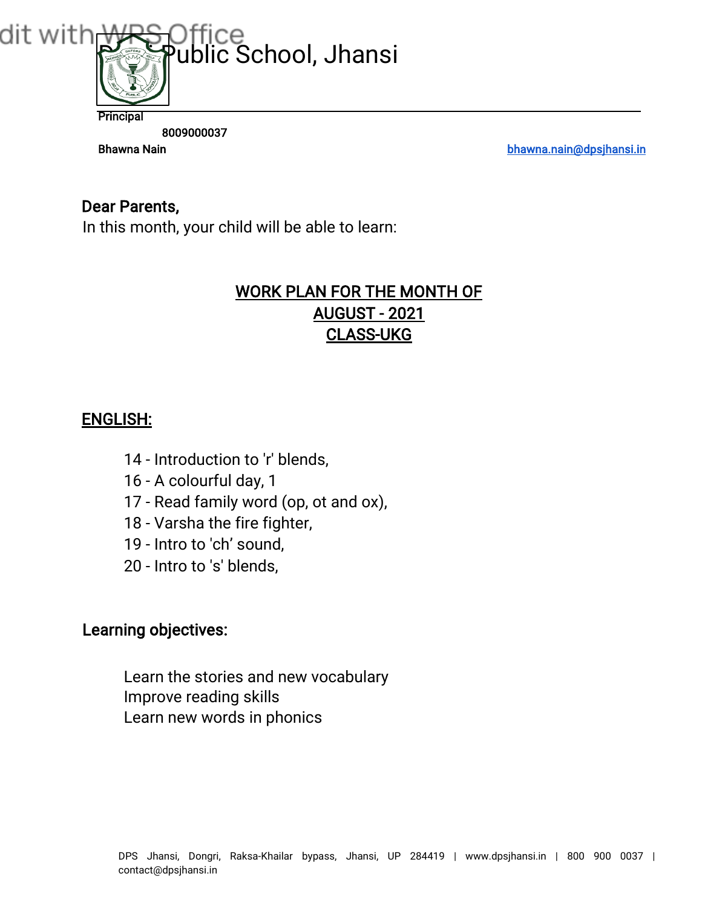# Delhi Public School, Jhansi

Principal

8009000037

Bhawna Nain

bhawna.nain@dpsjhansi.in

**Dear Parents,**

In this month, your child will be able to learn:

## WORK PLAN FOR THE MONTH OF AUGUST - 2021 CLASS-UKG

## ENGLISH:

14 - Introduction to 'r' blends,
16 - A colourful day, 1
17 - Read family word (op, ot and ox),
18 - Varsha the fire fighter,
19 - Intro to 'ch' sound,
20 - Intro to 's' blends,

### Learning objectives:

Learn the stories and new vocabulary
Improve reading skills
Learn new words in phonics

DPS Jhansi, Dongri, Raksa-Khailar bypass, Jhansi, UP 284419 | www.dpsjhansi.in | 800 900 0037 | contact@dpsjhansi.in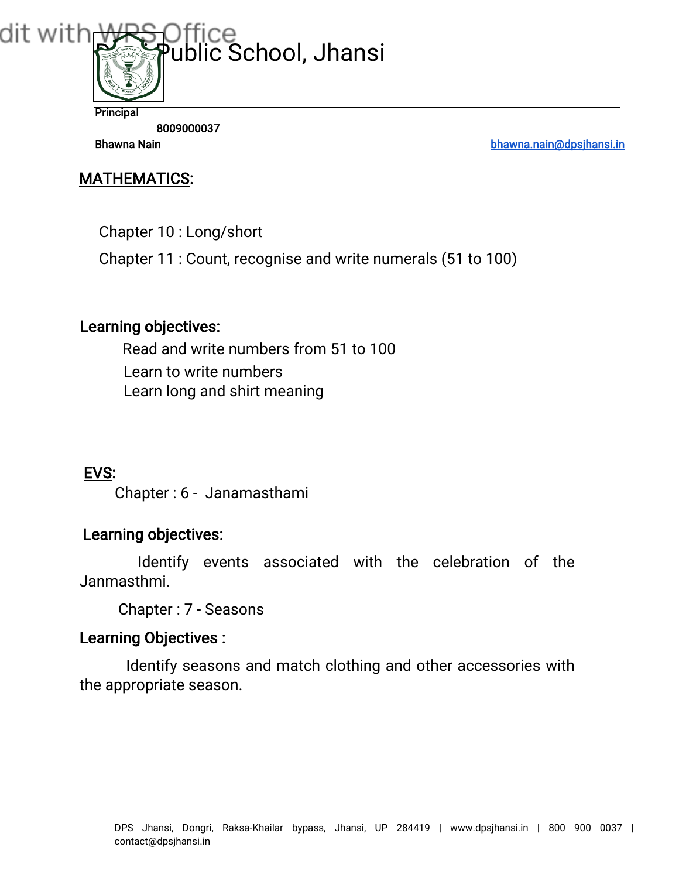# Public School, Jhansi

Principal
8009000037
Bhawna Nain
bhawna.nain@dpsjhansi.in

## MATHEMATICS:

Chapter 10 : Long/short

Chapter 11 : Count, recognise and write numerals (51 to 100)

**Learning objectives:**

Read and write numbers from 51 to 100

Learn to write numbers

Learn long and shirt meaning

## EVS:

Chapter : 6 - Janamasthami

**Learning objectives:**

Identify events associated with the celebration of the Janmasthmi.

Chapter : 7 - Seasons

**Learning Objectives :**

Identify seasons and match clothing and other accessories with the appropriate season.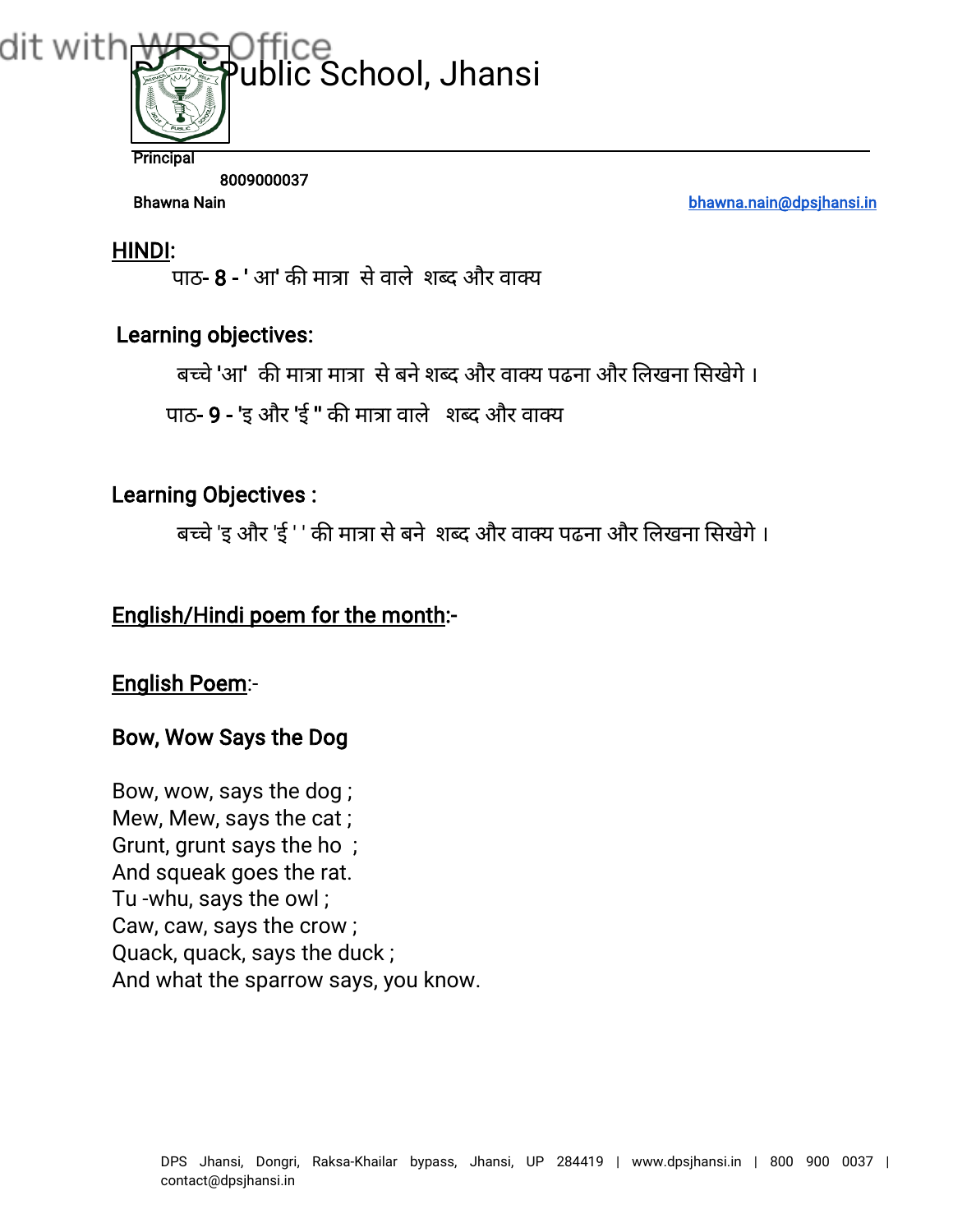Public School, Jhansi

Principal

8009000037

Bhawna Nain  bhawna.nain@dpsjhansi.in

## HINDI:

पाठ- 8 - ' आ' की मात्रा से वाले शब्द और वाक्य

### Learning objectives:

बच्चे 'आ' की मात्रा मात्रा से बने शब्द और वाक्य पढना और लिखना सिखेगे ।

पाठ- 9 - 'इ और 'ई " की मात्रा वाले शब्द और वाक्य

### Learning Objectives :

बच्चे 'इ और 'ई ' ' की मात्रा से बने शब्द और वाक्य पढना और लिखना सिखेगे ।

## English/Hindi poem for the month:-

### English Poem:-

### Bow, Wow Says the Dog

Bow, wow, says the dog ;
Mew, Mew, says the cat ;
Grunt, grunt says the ho ;
And squeak goes the rat.
Tu -whu, says the owl ;
Caw, caw, says the crow ;
Quack, quack, says the duck ;
And what the sparrow says, you know.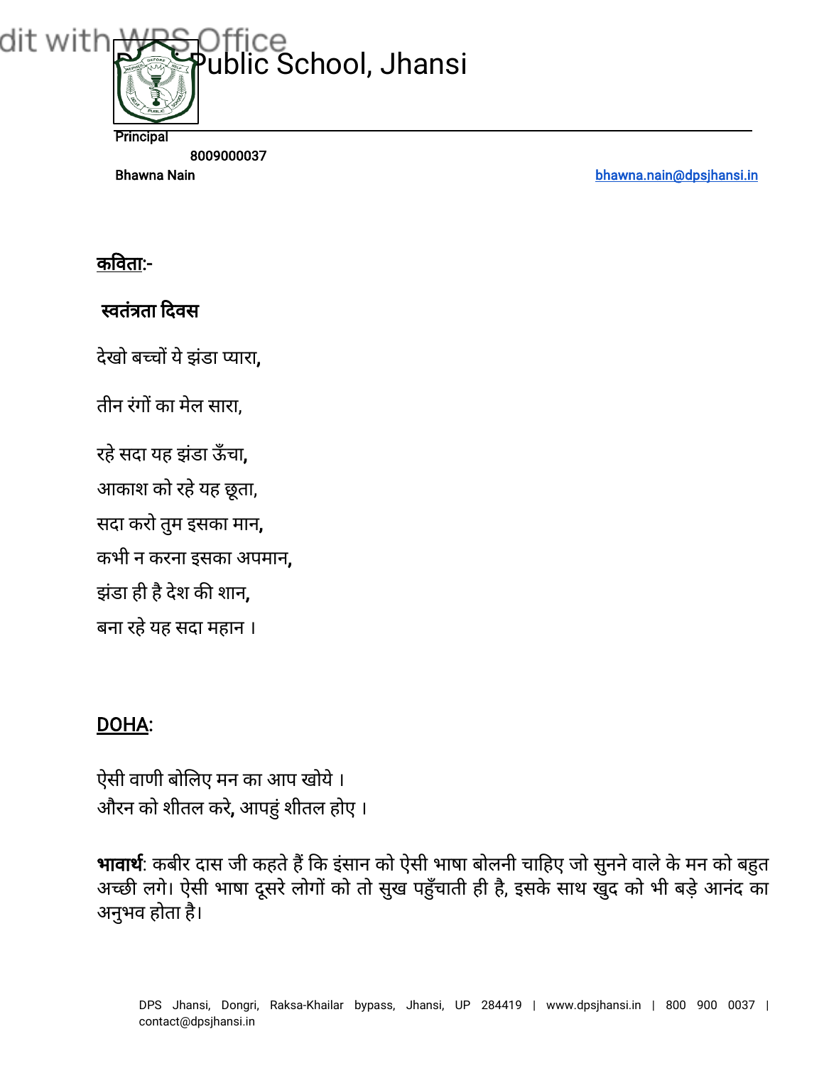**कविता:-**

**स्वतंत्रता दिवस**

देखो बच्चों ये झंडा प्यारा,

तीन रंगों का मेल सारा,

रहे सदा यह झंडा ऊँचा,
आकाश को रहे यह छूता,
सदा करो तुम इसका मान,
कभी न करना इसका अपमान,
झंडा ही है देश की शान,
बना रहे यह सदा महान ।

**DOHA:**

ऐसी वाणी बोलिए मन का आप खोये ।
औरन को शीतल करे, आपहुं शीतल होए ।

**भावार्थ**: कबीर दास जी कहते हैं कि इंसान को ऐसी भाषा बोलनी चाहिए जो सुनने वाले के मन को बहुत अच्छी लगे। ऐसी भाषा दूसरे लोगों को तो सुख पहुँचाती ही है, इसके साथ खुद को भी बड़े आनंद का अनुभव होता है।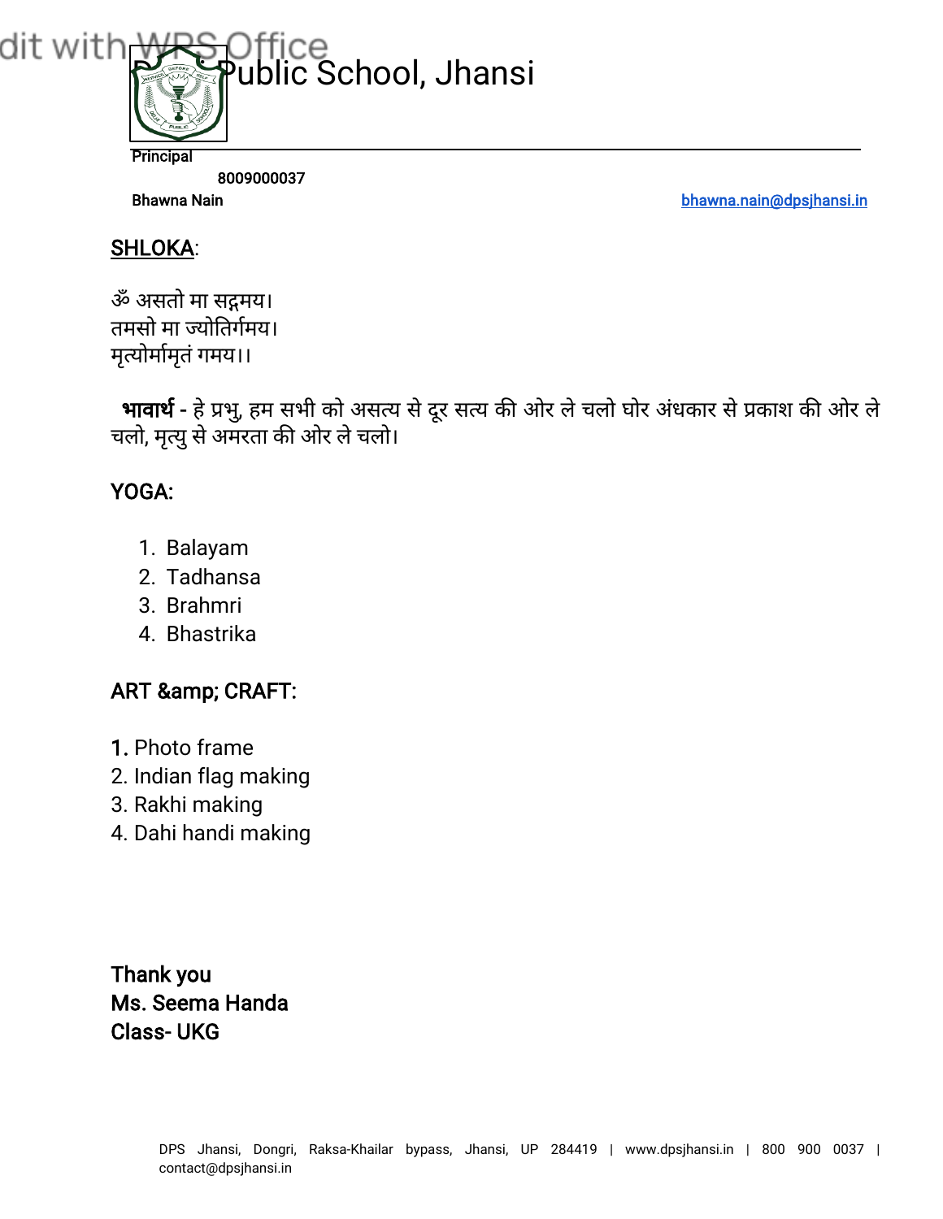# Public School, Jhansi

**Principal**

**8009000037**

**Bhawna Nain** bhawna.nain@dpsjhansi.in

## SHLOKA:

ॐ असतो मा सद्गमय।
तमसो मा ज्योतिर्गमय।
मृत्योर्मामृतं गमय।।

**भावार्थ** - हे प्रभु, हम सभी को असत्य से दूर सत्य की ओर ले चलो घोर अंधकार से प्रकाश की ओर ले चलो, मृत्यु से अमरता की ओर ले चलो।

## YOGA:

1. Balayam
2. Tadhansa
3. Brahmri
4. Bhastrika

## ART &amp; CRAFT:

1. Photo frame
2. Indian flag making
3. Rakhi making
4. Dahi handi making

**Thank you**
**Ms. Seema Handa**
**Class- UKG**

DPS Jhansi, Dongri, Raksa-Khailar bypass, Jhansi, UP 284419 | www.dpsjhansi.in | 800 900 0037 | contact@dpsjhansi.in